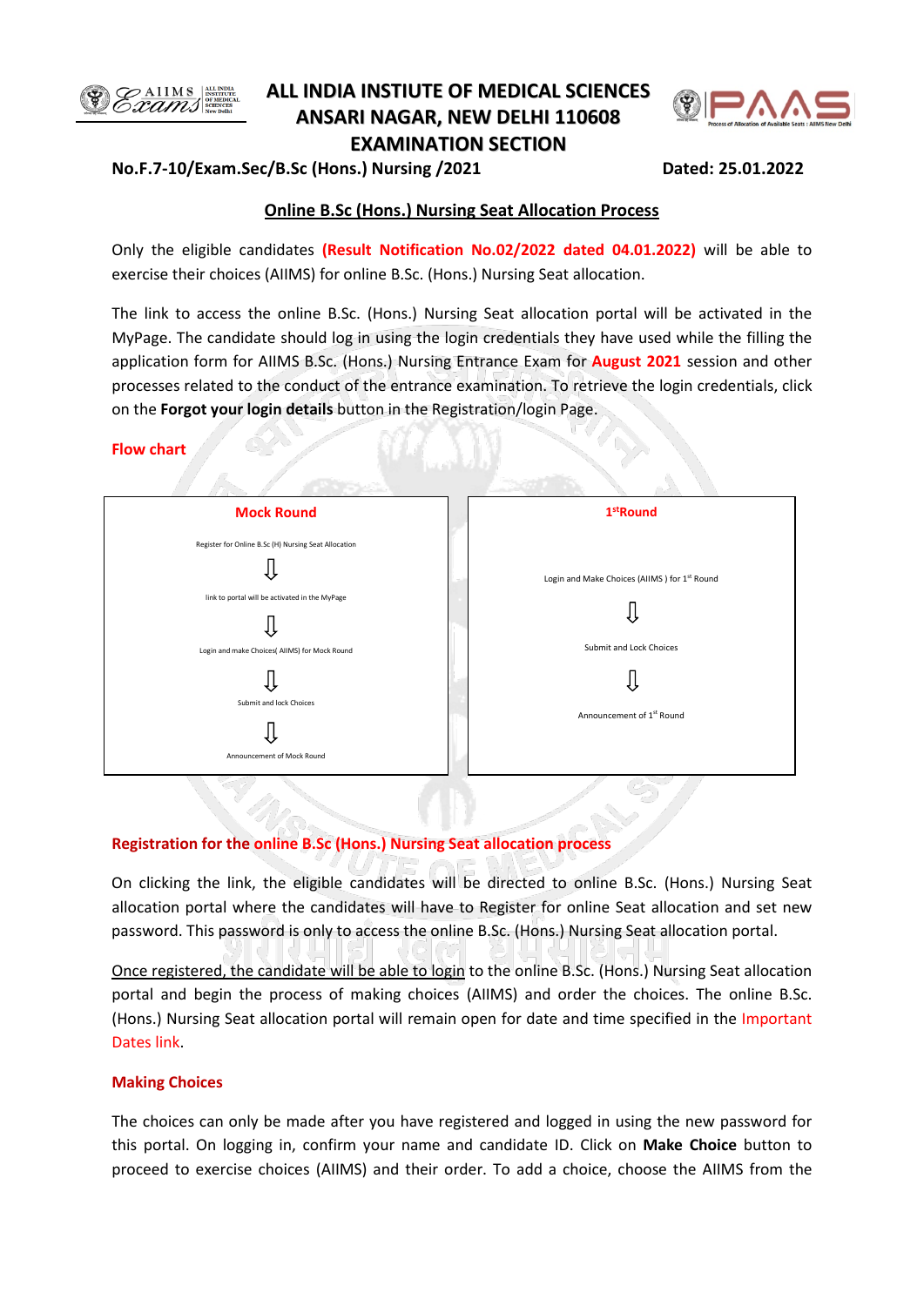# ALL INDIA INSTITUTE OF MEDICAL SCIENCES
## ANSARI NAGAR, NEW DELHI 110608
## EXAMINATION SECTION

**No.F.7-10/Exam.Sec/B.Sc (Hons.) Nursing /2021** **Dated: 25.01.2022**

**Online B.Sc (Hons.) Nursing Seat Allocation Process**

Only the eligible candidates **(Result Notification No.02/2022 dated 04.01.2022)** will be able to exercise their choices (AIIMS) for online B.Sc. (Hons.) Nursing Seat allocation.

The link to access the online B.Sc. (Hons.) Nursing Seat allocation portal will be activated in the MyPage. The candidate should log in using the login credentials they have used while the filling the application form for AIIMS B.Sc. (Hons.) Nursing Entrance Exam for **August 2021** session and other processes related to the conduct of the entrance examination. To retrieve the login credentials, click on the **Forgot your login details** button in the Registration/login Page.

**Flow chart**

| Mock Round | 1st Round |
|---|---|
| Register for Online B.Sc (H) Nursing Seat Allocation<br>⇩<br>link to portal will be activated in the MyPage<br>⇩<br>Login and make Choices( AIIMS) for Mock Round<br>⇩<br>Submit and lock Choices<br>⇩<br>Announcement of Mock Round | Login and Make Choices (AIIMS ) for 1st Round<br>⇩<br>Submit and Lock Choices<br>⇩<br>Announcement of 1st Round |

**Registration for the online B.Sc (Hons.) Nursing Seat allocation process**

On clicking the link, the eligible candidates will be directed to online B.Sc. (Hons.) Nursing Seat allocation portal where the candidates will have to Register for online Seat allocation and set new password. This password is only to access the online B.Sc. (Hons.) Nursing Seat allocation portal.

Once registered, the candidate will be able to login to the online B.Sc. (Hons.) Nursing Seat allocation portal and begin the process of making choices (AIIMS) and order the choices. The online B.Sc. (Hons.) Nursing Seat allocation portal will remain open for date and time specified in the Important Dates link.

**Making Choices**

The choices can only be made after you have registered and logged in using the new password for this portal. On logging in, confirm your name and candidate ID. Click on **Make Choice** button to proceed to exercise choices (AIIMS) and their order. To add a choice, choose the AIIMS from the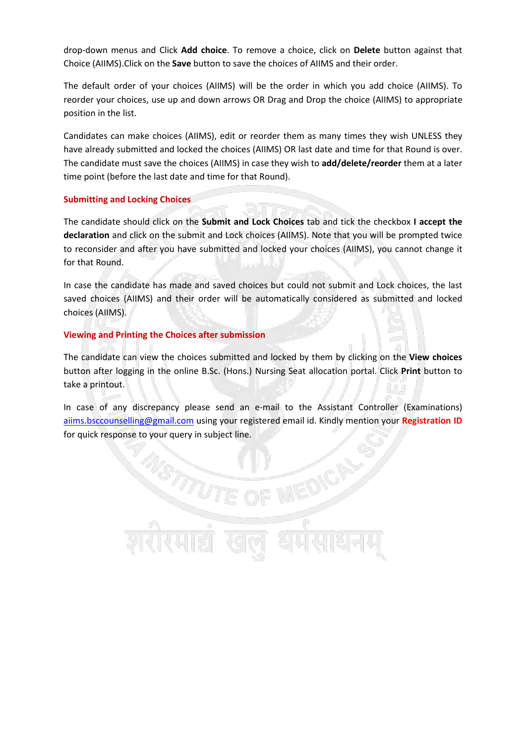drop-down menus and Click **Add choice**. To remove a choice, click on **Delete** button against that Choice (AIIMS).Click on the **Save** button to save the choices of AIIMS and their order.

The default order of your choices (AIIMS) will be the order in which you add choice (AIIMS). To reorder your choices, use up and down arrows OR Drag and Drop the choice (AIIMS) to appropriate position in the list.

Candidates can make choices (AIIMS), edit or reorder them as many times they wish UNLESS they have already submitted and locked the choices (AIIMS) OR last date and time for that Round is over. The candidate must save the choices (AIIMS) in case they wish to **add/delete/reorder** them at a later time point (before the last date and time for that Round).

### Submitting and Locking Choices

The candidate should click on the **Submit and Lock Choices** tab and tick the checkbox **I accept the declaration** and click on the submit and Lock choices (AIIMS). Note that you will be prompted twice to reconsider and after you have submitted and locked your choices (AIIMS), you cannot change it for that Round.

In case the candidate has made and saved choices but could not submit and Lock choices, the last saved choices (AIIMS) and their order will be automatically considered as submitted and locked choices (AIIMS).

### Viewing and Printing the Choices after submission

The candidate can view the choices submitted and locked by them by clicking on the **View choices** button after logging in the online B.Sc. (Hons.) Nursing Seat allocation portal. Click **Print** button to take a printout.

In case of any discrepancy please send an e-mail to the Assistant Controller (Examinations) aiims.bsccounselling@gmail.com using your registered email id. Kindly mention your **Registration ID** for quick response to your query in subject line.